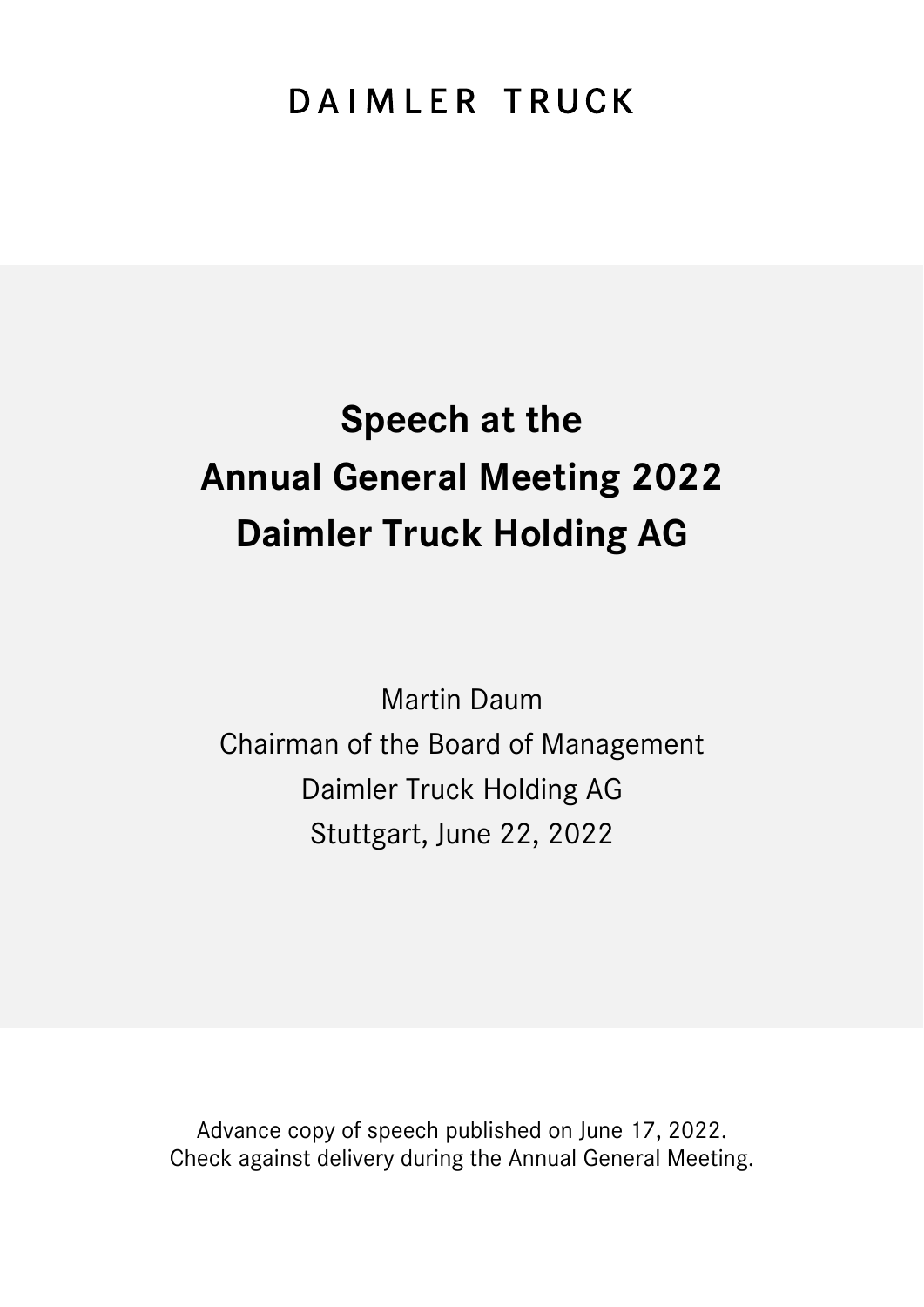DAIMLER TRUCK

# Speech at the Annual General Meeting 2022 Daimler Truck Holding AG

Martin Daum
Chairman of the Board of Management
Daimler Truck Holding AG
Stuttgart, June 22, 2022

Advance copy of speech published on June 17, 2022.
Check against delivery during the Annual General Meeting.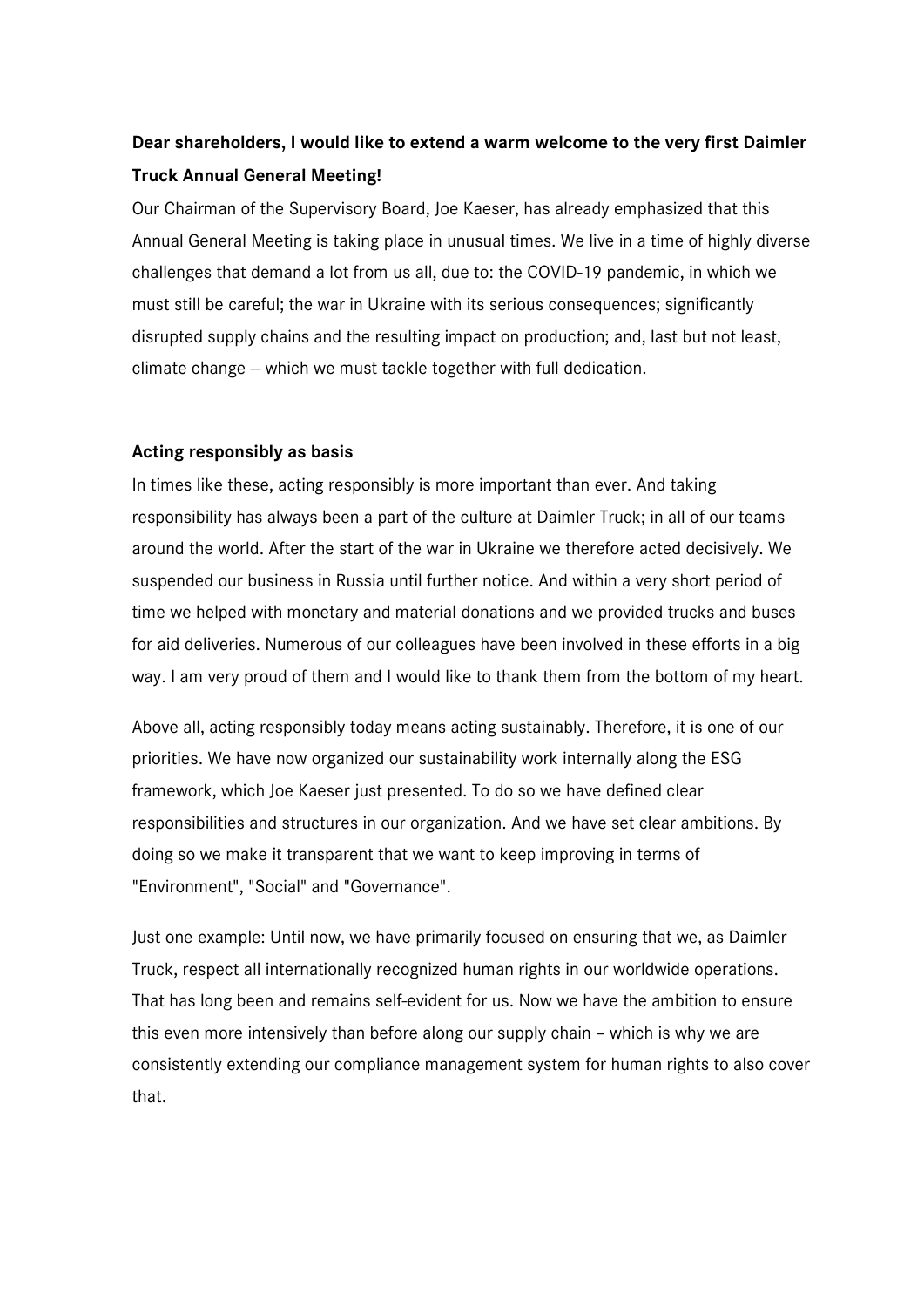**Dear shareholders, I would like to extend a warm welcome to the very first Daimler Truck Annual General Meeting!**

Our Chairman of the Supervisory Board, Joe Kaeser, has already emphasized that this Annual General Meeting is taking place in unusual times. We live in a time of highly diverse challenges that demand a lot from us all, due to: the COVID-19 pandemic, in which we must still be careful; the war in Ukraine with its serious consequences; significantly disrupted supply chains and the resulting impact on production; and, last but not least, climate change — which we must tackle together with full dedication.

**Acting responsibly as basis**

In times like these, acting responsibly is more important than ever. And taking responsibility has always been a part of the culture at Daimler Truck; in all of our teams around the world. After the start of the war in Ukraine we therefore acted decisively. We suspended our business in Russia until further notice. And within a very short period of time we helped with monetary and material donations and we provided trucks and buses for aid deliveries. Numerous of our colleagues have been involved in these efforts in a big way. I am very proud of them and I would like to thank them from the bottom of my heart.

Above all, acting responsibly today means acting sustainably. Therefore, it is one of our priorities. We have now organized our sustainability work internally along the ESG framework, which Joe Kaeser just presented. To do so we have defined clear responsibilities and structures in our organization. And we have set clear ambitions. By doing so we make it transparent that we want to keep improving in terms of "Environment", "Social" and "Governance".

Just one example: Until now, we have primarily focused on ensuring that we, as Daimler Truck, respect all internationally recognized human rights in our worldwide operations. That has long been and remains self-evident for us. Now we have the ambition to ensure this even more intensively than before along our supply chain – which is why we are consistently extending our compliance management system for human rights to also cover that.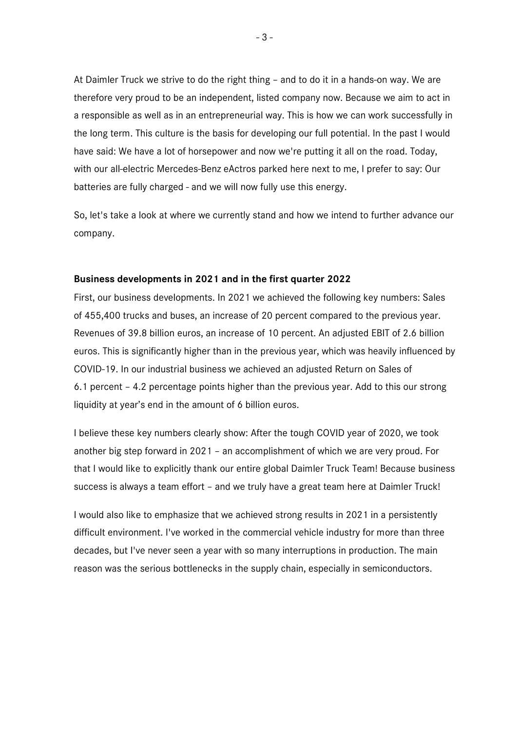At Daimler Truck we strive to do the right thing – and to do it in a hands-on way. We are therefore very proud to be an independent, listed company now. Because we aim to act in a responsible as well as in an entrepreneurial way. This is how we can work successfully in the long term. This culture is the basis for developing our full potential. In the past I would have said: We have a lot of horsepower and now we're putting it all on the road. Today, with our all-electric Mercedes-Benz eActros parked here next to me, I prefer to say: Our batteries are fully charged - and we will now fully use this energy.

So, let's take a look at where we currently stand and how we intend to further advance our company.

**Business developments in 2021 and in the first quarter 2022**

First, our business developments. In 2021 we achieved the following key numbers: Sales of 455,400 trucks and buses, an increase of 20 percent compared to the previous year. Revenues of 39.8 billion euros, an increase of 10 percent. An adjusted EBIT of 2.6 billion euros. This is significantly higher than in the previous year, which was heavily influenced by COVID-19. In our industrial business we achieved an adjusted Return on Sales of 6.1 percent – 4.2 percentage points higher than the previous year. Add to this our strong liquidity at year's end in the amount of 6 billion euros.

I believe these key numbers clearly show: After the tough COVID year of 2020, we took another big step forward in 2021 – an accomplishment of which we are very proud. For that I would like to explicitly thank our entire global Daimler Truck Team! Because business success is always a team effort – and we truly have a great team here at Daimler Truck!

I would also like to emphasize that we achieved strong results in 2021 in a persistently difficult environment. I've worked in the commercial vehicle industry for more than three decades, but I've never seen a year with so many interruptions in production. The main reason was the serious bottlenecks in the supply chain, especially in semiconductors.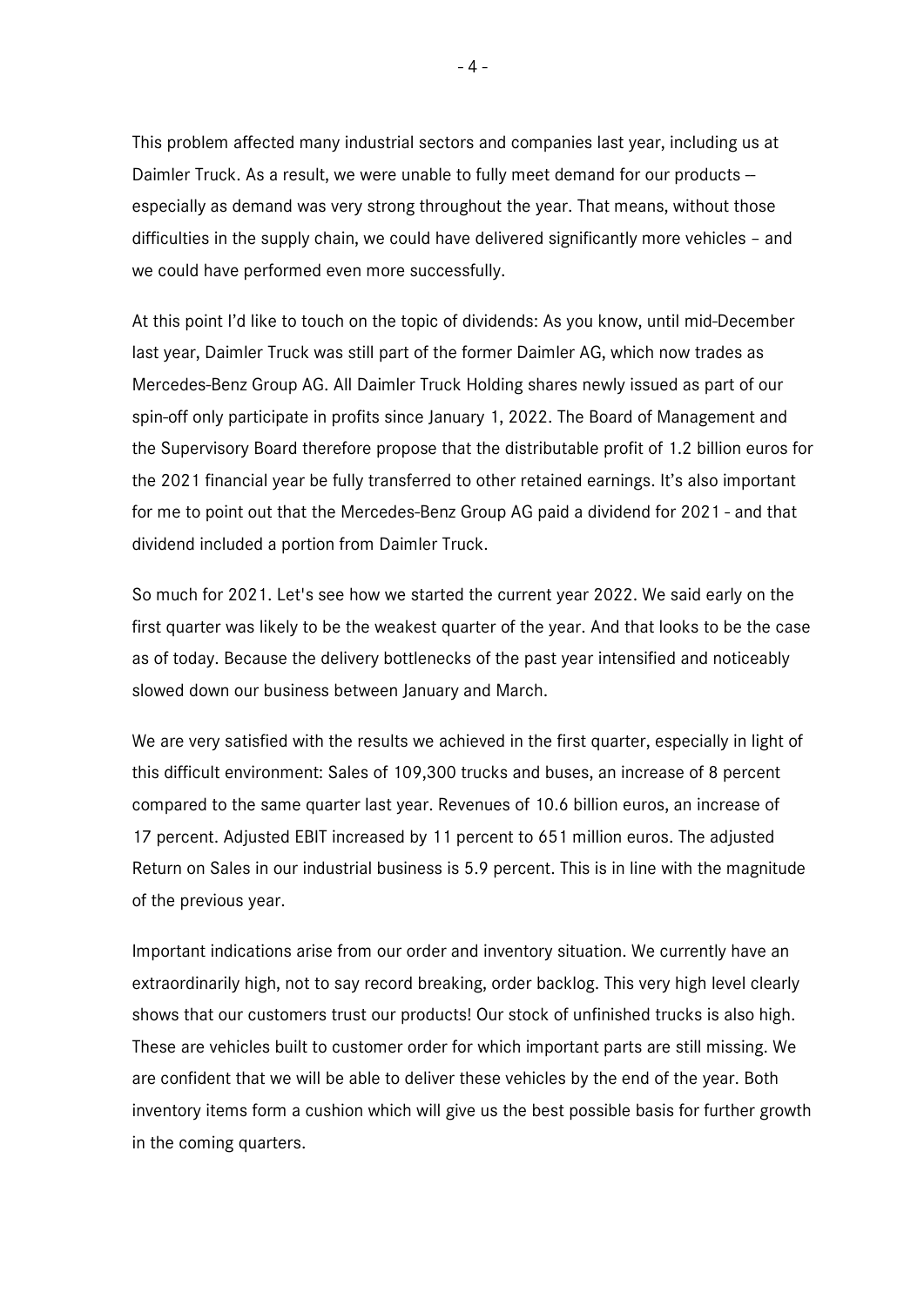This problem affected many industrial sectors and companies last year, including us at Daimler Truck. As a result, we were unable to fully meet demand for our products – especially as demand was very strong throughout the year. That means, without those difficulties in the supply chain, we could have delivered significantly more vehicles – and we could have performed even more successfully.

At this point I'd like to touch on the topic of dividends: As you know, until mid-December last year, Daimler Truck was still part of the former Daimler AG, which now trades as Mercedes-Benz Group AG. All Daimler Truck Holding shares newly issued as part of our spin-off only participate in profits since January 1, 2022. The Board of Management and the Supervisory Board therefore propose that the distributable profit of 1.2 billion euros for the 2021 financial year be fully transferred to other retained earnings. It's also important for me to point out that the Mercedes-Benz Group AG paid a dividend for 2021 - and that dividend included a portion from Daimler Truck.

So much for 2021. Let's see how we started the current year 2022. We said early on the first quarter was likely to be the weakest quarter of the year. And that looks to be the case as of today. Because the delivery bottlenecks of the past year intensified and noticeably slowed down our business between January and March.

We are very satisfied with the results we achieved in the first quarter, especially in light of this difficult environment: Sales of 109,300 trucks and buses, an increase of 8 percent compared to the same quarter last year. Revenues of 10.6 billion euros, an increase of 17 percent. Adjusted EBIT increased by 11 percent to 651 million euros. The adjusted Return on Sales in our industrial business is 5.9 percent. This is in line with the magnitude of the previous year.

Important indications arise from our order and inventory situation. We currently have an extraordinarily high, not to say record breaking, order backlog. This very high level clearly shows that our customers trust our products! Our stock of unfinished trucks is also high. These are vehicles built to customer order for which important parts are still missing. We are confident that we will be able to deliver these vehicles by the end of the year. Both inventory items form a cushion which will give us the best possible basis for further growth in the coming quarters.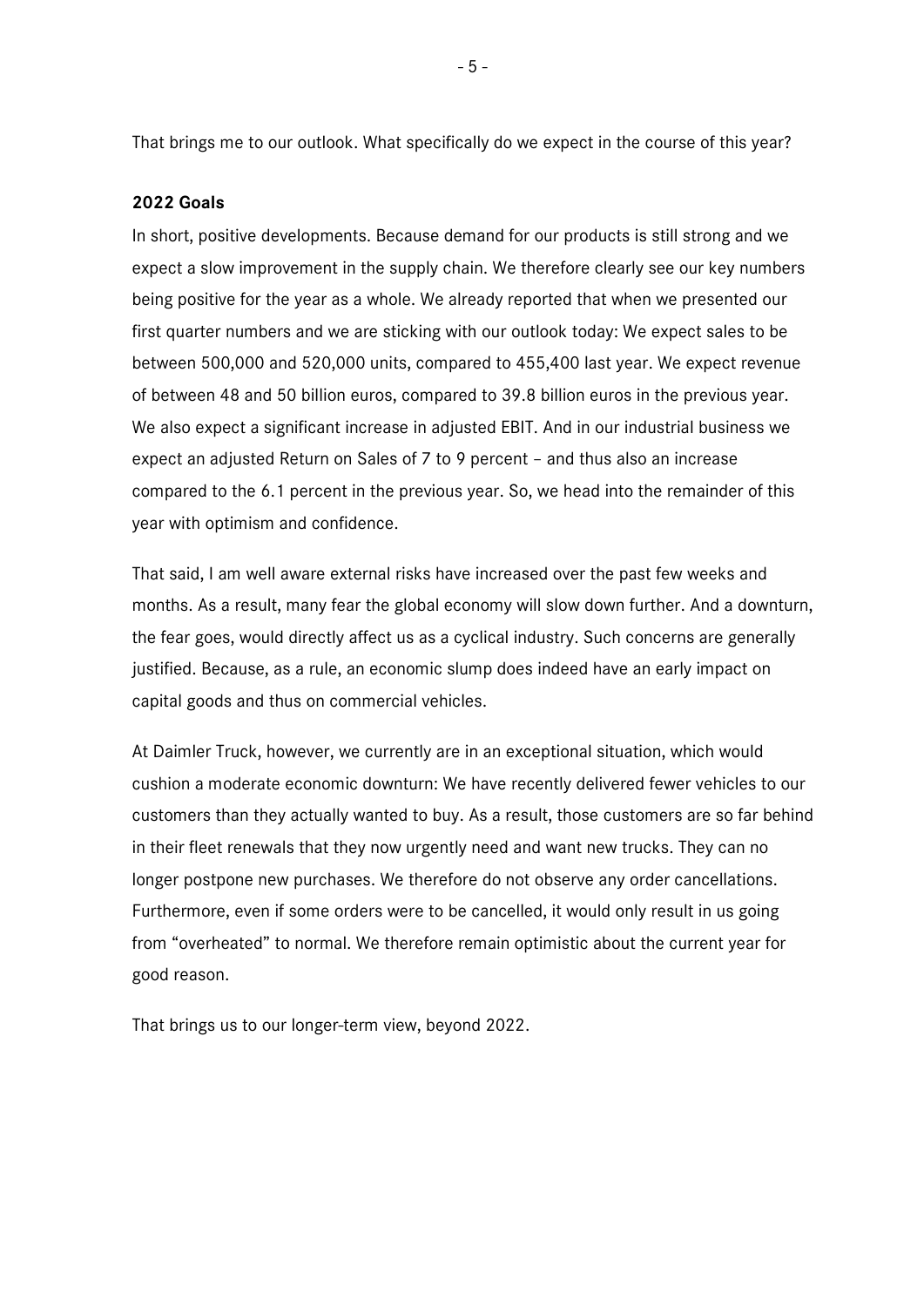That brings me to our outlook. What specifically do we expect in the course of this year?

**2022 Goals**

In short, positive developments. Because demand for our products is still strong and we expect a slow improvement in the supply chain. We therefore clearly see our key numbers being positive for the year as a whole. We already reported that when we presented our first quarter numbers and we are sticking with our outlook today: We expect sales to be between 500,000 and 520,000 units, compared to 455,400 last year. We expect revenue of between 48 and 50 billion euros, compared to 39.8 billion euros in the previous year. We also expect a significant increase in adjusted EBIT. And in our industrial business we expect an adjusted Return on Sales of 7 to 9 percent – and thus also an increase compared to the 6.1 percent in the previous year. So, we head into the remainder of this year with optimism and confidence.

That said, I am well aware external risks have increased over the past few weeks and months. As a result, many fear the global economy will slow down further. And a downturn, the fear goes, would directly affect us as a cyclical industry. Such concerns are generally justified. Because, as a rule, an economic slump does indeed have an early impact on capital goods and thus on commercial vehicles.

At Daimler Truck, however, we currently are in an exceptional situation, which would cushion a moderate economic downturn: We have recently delivered fewer vehicles to our customers than they actually wanted to buy. As a result, those customers are so far behind in their fleet renewals that they now urgently need and want new trucks. They can no longer postpone new purchases. We therefore do not observe any order cancellations. Furthermore, even if some orders were to be cancelled, it would only result in us going from "overheated" to normal. We therefore remain optimistic about the current year for good reason.

That brings us to our longer-term view, beyond 2022.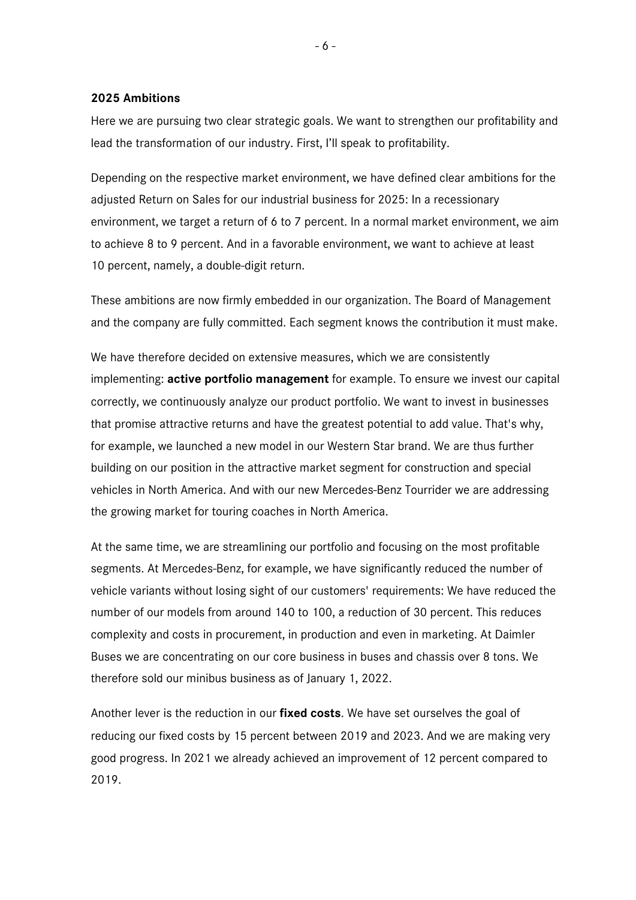**2025 Ambitions**

Here we are pursuing two clear strategic goals. We want to strengthen our profitability and lead the transformation of our industry. First, I'll speak to profitability.

Depending on the respective market environment, we have defined clear ambitions for the adjusted Return on Sales for our industrial business for 2025: In a recessionary environment, we target a return of 6 to 7 percent. In a normal market environment, we aim to achieve 8 to 9 percent. And in a favorable environment, we want to achieve at least 10 percent, namely, a double-digit return.

These ambitions are now firmly embedded in our organization. The Board of Management and the company are fully committed. Each segment knows the contribution it must make.

We have therefore decided on extensive measures, which we are consistently implementing: **active portfolio management** for example. To ensure we invest our capital correctly, we continuously analyze our product portfolio. We want to invest in businesses that promise attractive returns and have the greatest potential to add value. That's why, for example, we launched a new model in our Western Star brand. We are thus further building on our position in the attractive market segment for construction and special vehicles in North America. And with our new Mercedes-Benz Tourrider we are addressing the growing market for touring coaches in North America.

At the same time, we are streamlining our portfolio and focusing on the most profitable segments. At Mercedes-Benz, for example, we have significantly reduced the number of vehicle variants without losing sight of our customers' requirements: We have reduced the number of our models from around 140 to 100, a reduction of 30 percent. This reduces complexity and costs in procurement, in production and even in marketing. At Daimler Buses we are concentrating on our core business in buses and chassis over 8 tons. We therefore sold our minibus business as of January 1, 2022.

Another lever is the reduction in our **fixed costs**. We have set ourselves the goal of reducing our fixed costs by 15 percent between 2019 and 2023. And we are making very good progress. In 2021 we already achieved an improvement of 12 percent compared to 2019.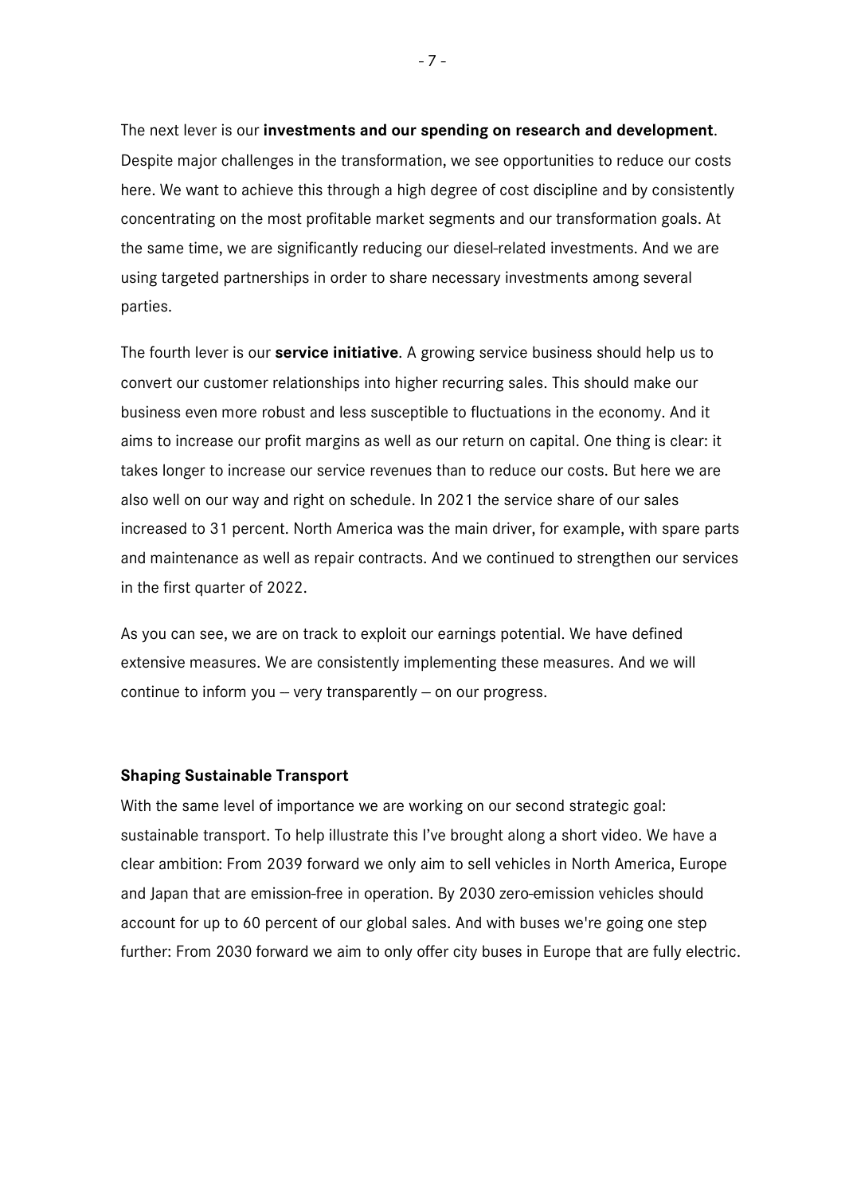The next lever is our **investments and our spending on research and development**. Despite major challenges in the transformation, we see opportunities to reduce our costs here. We want to achieve this through a high degree of cost discipline and by consistently concentrating on the most profitable market segments and our transformation goals. At the same time, we are significantly reducing our diesel-related investments. And we are using targeted partnerships in order to share necessary investments among several parties.

The fourth lever is our **service initiative**. A growing service business should help us to convert our customer relationships into higher recurring sales. This should make our business even more robust and less susceptible to fluctuations in the economy. And it aims to increase our profit margins as well as our return on capital. One thing is clear: it takes longer to increase our service revenues than to reduce our costs. But here we are also well on our way and right on schedule. In 2021 the service share of our sales increased to 31 percent. North America was the main driver, for example, with spare parts and maintenance as well as repair contracts. And we continued to strengthen our services in the first quarter of 2022.

As you can see, we are on track to exploit our earnings potential. We have defined extensive measures. We are consistently implementing these measures. And we will continue to inform you – very transparently – on our progress.

**Shaping Sustainable Transport**

With the same level of importance we are working on our second strategic goal: sustainable transport. To help illustrate this I've brought along a short video. We have a clear ambition: From 2039 forward we only aim to sell vehicles in North America, Europe and Japan that are emission-free in operation. By 2030 zero-emission vehicles should account for up to 60 percent of our global sales. And with buses we're going one step further: From 2030 forward we aim to only offer city buses in Europe that are fully electric.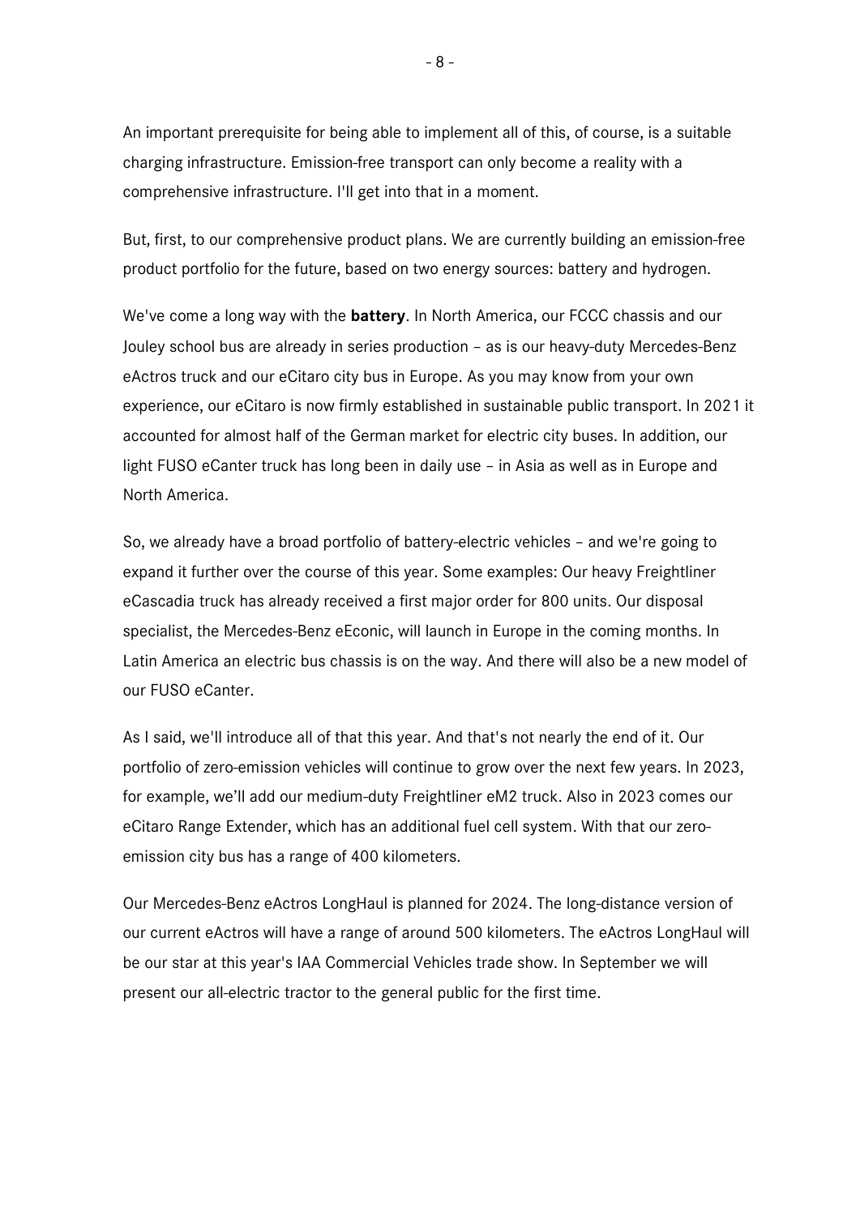An important prerequisite for being able to implement all of this, of course, is a suitable charging infrastructure. Emission-free transport can only become a reality with a comprehensive infrastructure. I'll get into that in a moment.

But, first, to our comprehensive product plans. We are currently building an emission-free product portfolio for the future, based on two energy sources: battery and hydrogen.

We've come a long way with the **battery**. In North America, our FCCC chassis and our Jouley school bus are already in series production – as is our heavy-duty Mercedes-Benz eActros truck and our eCitaro city bus in Europe. As you may know from your own experience, our eCitaro is now firmly established in sustainable public transport. In 2021 it accounted for almost half of the German market for electric city buses. In addition, our light FUSO eCanter truck has long been in daily use – in Asia as well as in Europe and North America.

So, we already have a broad portfolio of battery-electric vehicles – and we're going to expand it further over the course of this year. Some examples: Our heavy Freightliner eCascadia truck has already received a first major order for 800 units. Our disposal specialist, the Mercedes-Benz eEconic, will launch in Europe in the coming months. In Latin America an electric bus chassis is on the way. And there will also be a new model of our FUSO eCanter.

As I said, we'll introduce all of that this year. And that's not nearly the end of it. Our portfolio of zero-emission vehicles will continue to grow over the next few years. In 2023, for example, we'll add our medium-duty Freightliner eM2 truck. Also in 2023 comes our eCitaro Range Extender, which has an additional fuel cell system. With that our zero-emission city bus has a range of 400 kilometers.

Our Mercedes-Benz eActros LongHaul is planned for 2024. The long-distance version of our current eActros will have a range of around 500 kilometers. The eActros LongHaul will be our star at this year's IAA Commercial Vehicles trade show. In September we will present our all-electric tractor to the general public for the first time.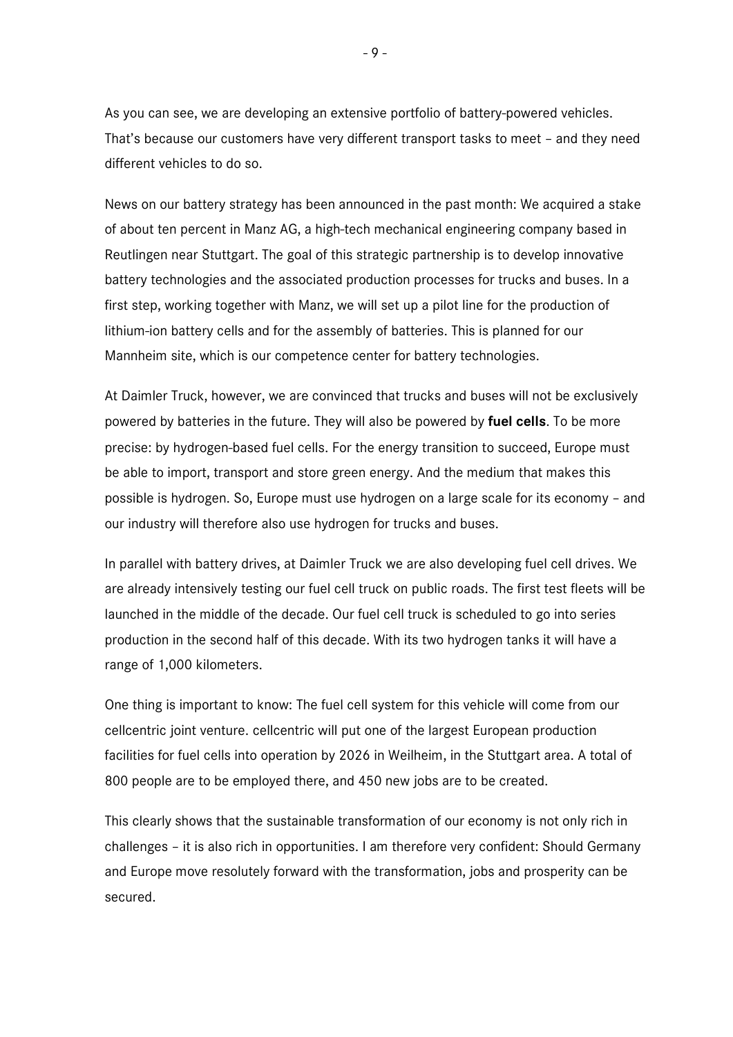As you can see, we are developing an extensive portfolio of battery-powered vehicles. That's because our customers have very different transport tasks to meet – and they need different vehicles to do so.

News on our battery strategy has been announced in the past month: We acquired a stake of about ten percent in Manz AG, a high-tech mechanical engineering company based in Reutlingen near Stuttgart. The goal of this strategic partnership is to develop innovative battery technologies and the associated production processes for trucks and buses. In a first step, working together with Manz, we will set up a pilot line for the production of lithium-ion battery cells and for the assembly of batteries. This is planned for our Mannheim site, which is our competence center for battery technologies.

At Daimler Truck, however, we are convinced that trucks and buses will not be exclusively powered by batteries in the future. They will also be powered by **fuel cells**. To be more precise: by hydrogen-based fuel cells. For the energy transition to succeed, Europe must be able to import, transport and store green energy. And the medium that makes this possible is hydrogen. So, Europe must use hydrogen on a large scale for its economy – and our industry will therefore also use hydrogen for trucks and buses.

In parallel with battery drives, at Daimler Truck we are also developing fuel cell drives. We are already intensively testing our fuel cell truck on public roads. The first test fleets will be launched in the middle of the decade. Our fuel cell truck is scheduled to go into series production in the second half of this decade. With its two hydrogen tanks it will have a range of 1,000 kilometers.

One thing is important to know: The fuel cell system for this vehicle will come from our cellcentric joint venture. cellcentric will put one of the largest European production facilities for fuel cells into operation by 2026 in Weilheim, in the Stuttgart area. A total of 800 people are to be employed there, and 450 new jobs are to be created.

This clearly shows that the sustainable transformation of our economy is not only rich in challenges – it is also rich in opportunities. I am therefore very confident: Should Germany and Europe move resolutely forward with the transformation, jobs and prosperity can be secured.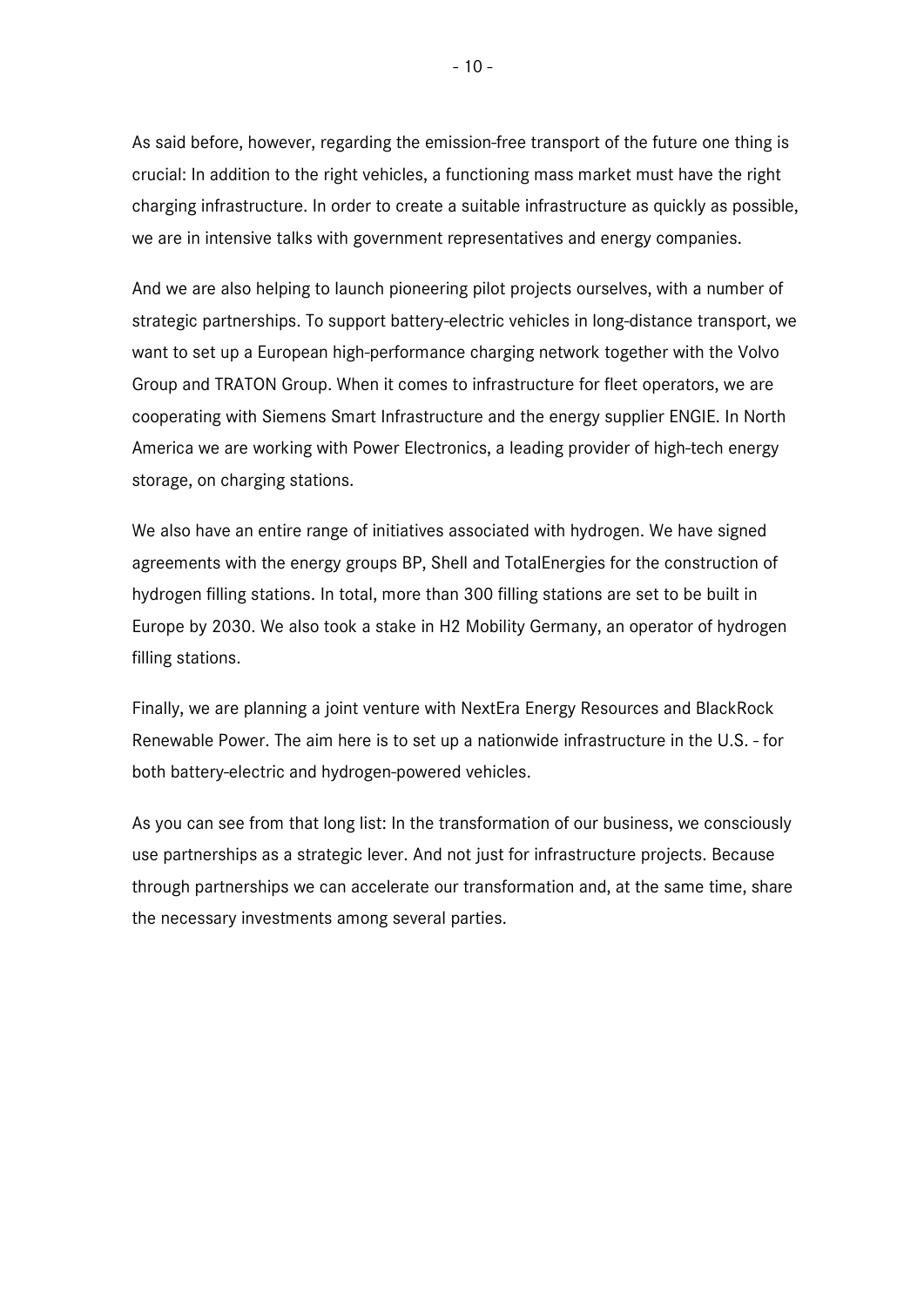As said before, however, regarding the emission-free transport of the future one thing is crucial: In addition to the right vehicles, a functioning mass market must have the right charging infrastructure. In order to create a suitable infrastructure as quickly as possible, we are in intensive talks with government representatives and energy companies.

And we are also helping to launch pioneering pilot projects ourselves, with a number of strategic partnerships. To support battery-electric vehicles in long-distance transport, we want to set up a European high-performance charging network together with the Volvo Group and TRATON Group. When it comes to infrastructure for fleet operators, we are cooperating with Siemens Smart Infrastructure and the energy supplier ENGIE. In North America we are working with Power Electronics, a leading provider of high-tech energy storage, on charging stations.

We also have an entire range of initiatives associated with hydrogen. We have signed agreements with the energy groups BP, Shell and TotalEnergies for the construction of hydrogen filling stations. In total, more than 300 filling stations are set to be built in Europe by 2030. We also took a stake in H2 Mobility Germany, an operator of hydrogen filling stations.

Finally, we are planning a joint venture with NextEra Energy Resources and BlackRock Renewable Power. The aim here is to set up a nationwide infrastructure in the U.S. - for both battery-electric and hydrogen-powered vehicles.

As you can see from that long list: In the transformation of our business, we consciously use partnerships as a strategic lever. And not just for infrastructure projects. Because through partnerships we can accelerate our transformation and, at the same time, share the necessary investments among several parties.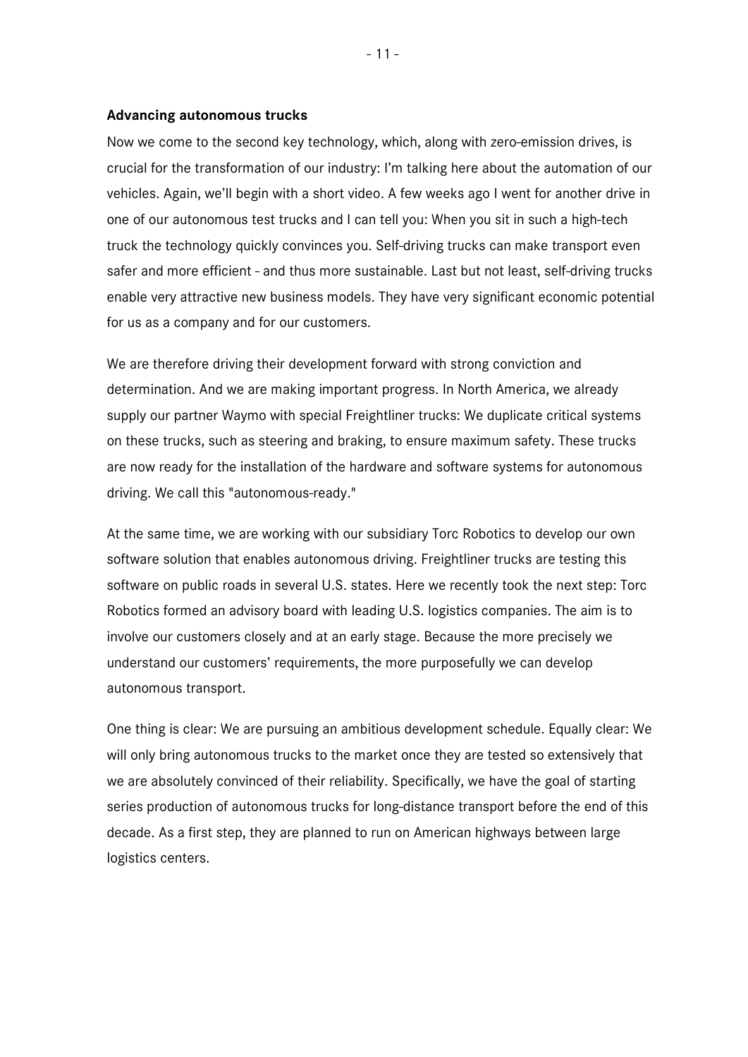**Advancing autonomous trucks**

Now we come to the second key technology, which, along with zero-emission drives, is crucial for the transformation of our industry: I'm talking here about the automation of our vehicles. Again, we'll begin with a short video. A few weeks ago I went for another drive in one of our autonomous test trucks and I can tell you: When you sit in such a high-tech truck the technology quickly convinces you. Self-driving trucks can make transport even safer and more efficient - and thus more sustainable. Last but not least, self-driving trucks enable very attractive new business models. They have very significant economic potential for us as a company and for our customers.

We are therefore driving their development forward with strong conviction and determination. And we are making important progress. In North America, we already supply our partner Waymo with special Freightliner trucks: We duplicate critical systems on these trucks, such as steering and braking, to ensure maximum safety. These trucks are now ready for the installation of the hardware and software systems for autonomous driving. We call this "autonomous-ready."

At the same time, we are working with our subsidiary Torc Robotics to develop our own software solution that enables autonomous driving. Freightliner trucks are testing this software on public roads in several U.S. states. Here we recently took the next step: Torc Robotics formed an advisory board with leading U.S. logistics companies. The aim is to involve our customers closely and at an early stage. Because the more precisely we understand our customers' requirements, the more purposefully we can develop autonomous transport.

One thing is clear: We are pursuing an ambitious development schedule. Equally clear: We will only bring autonomous trucks to the market once they are tested so extensively that we are absolutely convinced of their reliability. Specifically, we have the goal of starting series production of autonomous trucks for long-distance transport before the end of this decade. As a first step, they are planned to run on American highways between large logistics centers.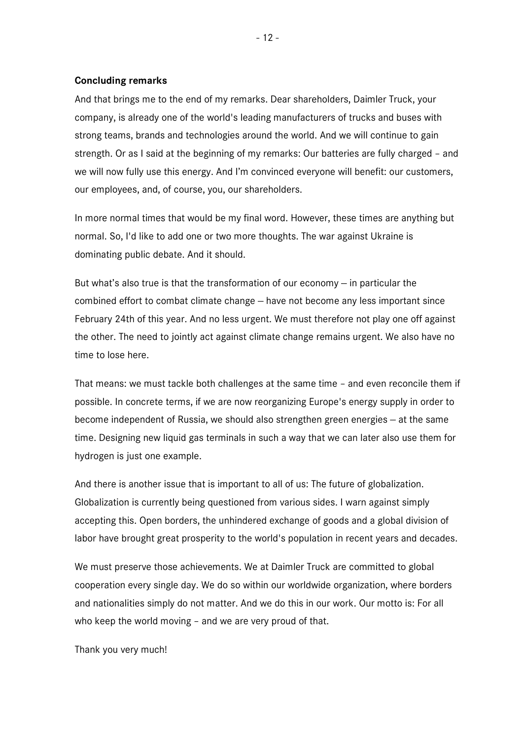**Concluding remarks**

And that brings me to the end of my remarks. Dear shareholders, Daimler Truck, your company, is already one of the world's leading manufacturers of trucks and buses with strong teams, brands and technologies around the world. And we will continue to gain strength. Or as I said at the beginning of my remarks: Our batteries are fully charged – and we will now fully use this energy. And I'm convinced everyone will benefit: our customers, our employees, and, of course, you, our shareholders.

In more normal times that would be my final word. However, these times are anything but normal. So, I'd like to add one or two more thoughts. The war against Ukraine is dominating public debate. And it should.

But what's also true is that the transformation of our economy – in particular the combined effort to combat climate change – have not become any less important since February 24th of this year. And no less urgent. We must therefore not play one off against the other. The need to jointly act against climate change remains urgent. We also have no time to lose here.

That means: we must tackle both challenges at the same time – and even reconcile them if possible. In concrete terms, if we are now reorganizing Europe's energy supply in order to become independent of Russia, we should also strengthen green energies – at the same time. Designing new liquid gas terminals in such a way that we can later also use them for hydrogen is just one example.

And there is another issue that is important to all of us: The future of globalization. Globalization is currently being questioned from various sides. I warn against simply accepting this. Open borders, the unhindered exchange of goods and a global division of labor have brought great prosperity to the world's population in recent years and decades.

We must preserve those achievements. We at Daimler Truck are committed to global cooperation every single day. We do so within our worldwide organization, where borders and nationalities simply do not matter. And we do this in our work. Our motto is: For all who keep the world moving – and we are very proud of that.

Thank you very much!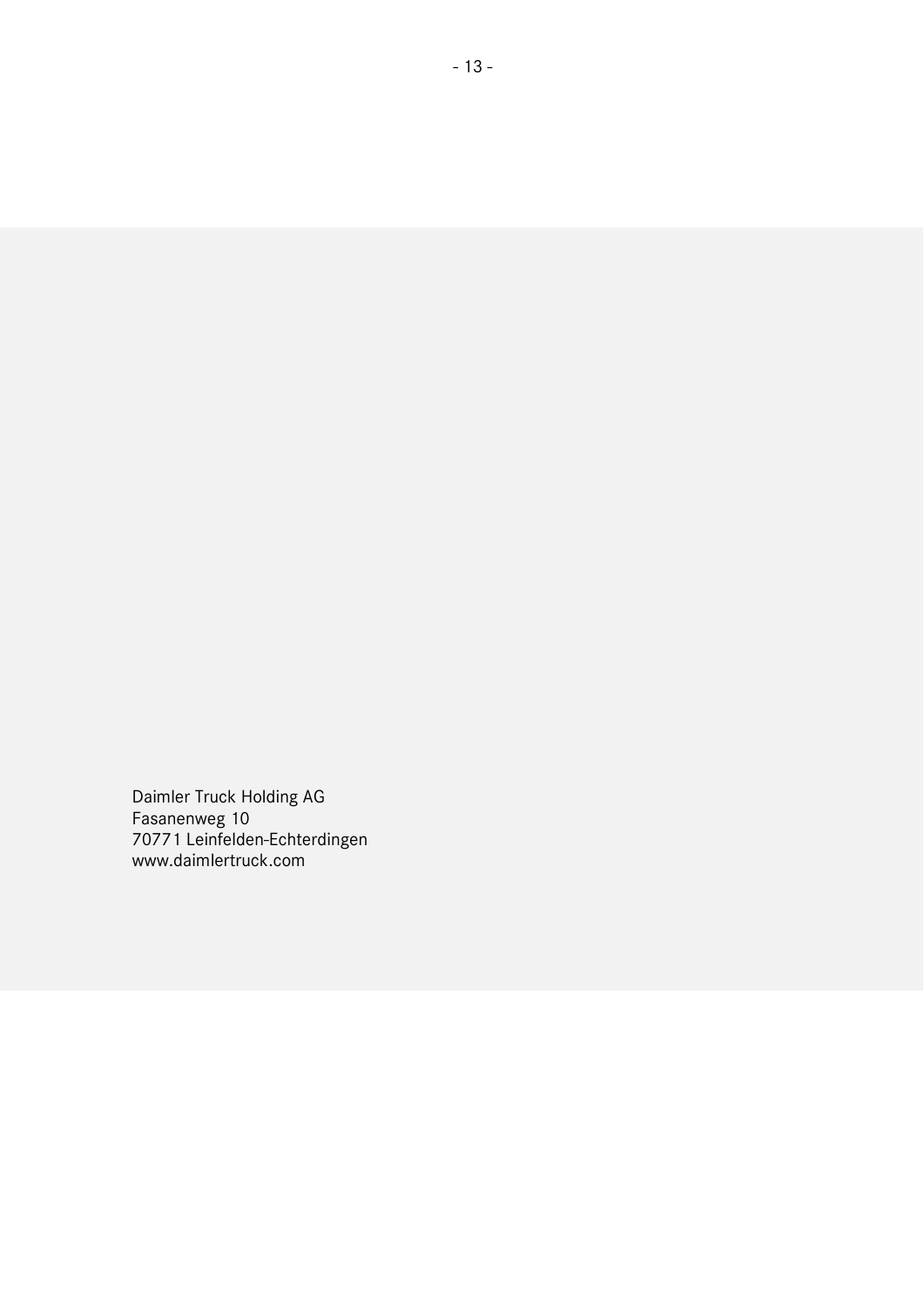Daimler Truck Holding AG
Fasanenweg 10
70771 Leinfelden-Echterdingen
www.daimlertruck.com